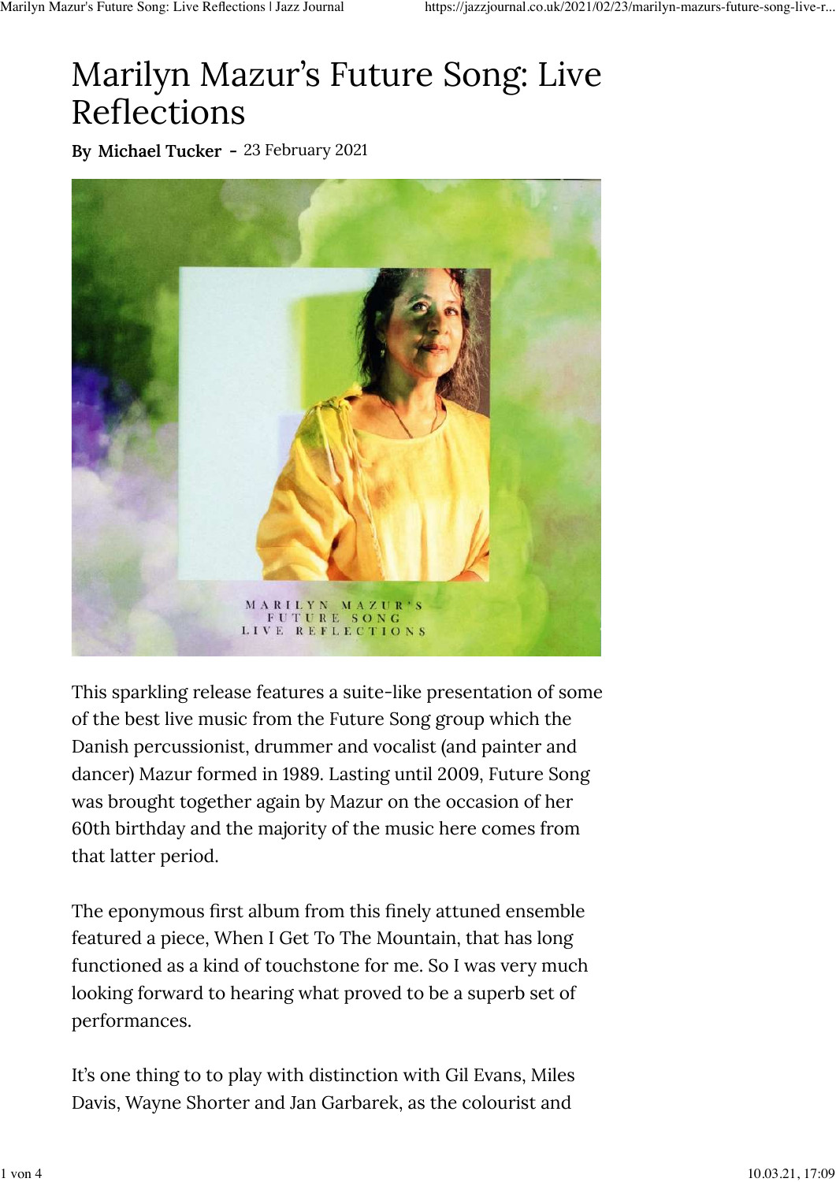# Marilyn Mazur's Future Song: Live Reflections

**By Michael Tucker** - 23 February 2021

This sparkling release features a suite-like presentation of some of the best live music from the Future Song group which the Danish percussionist, drummer and vocalist (and painter and dancer) Mazur formed in 1989. Lasting until 2009, Future Song was brought together again by Mazur on the occasion of her 60th birthday and the majority of the music here comes from that latter period.

The eponymous first album from this finely attuned ensemble featured a piece, When I Get To The Mountain, that has long functioned as a kind of touchstone for me. So I was very much looking forward to hearing what proved to be a superb set of performances.

It's one thing to to play with distinction with Gil Evans, Miles Davis, Wayne Shorter and Jan Garbarek, as the colourist and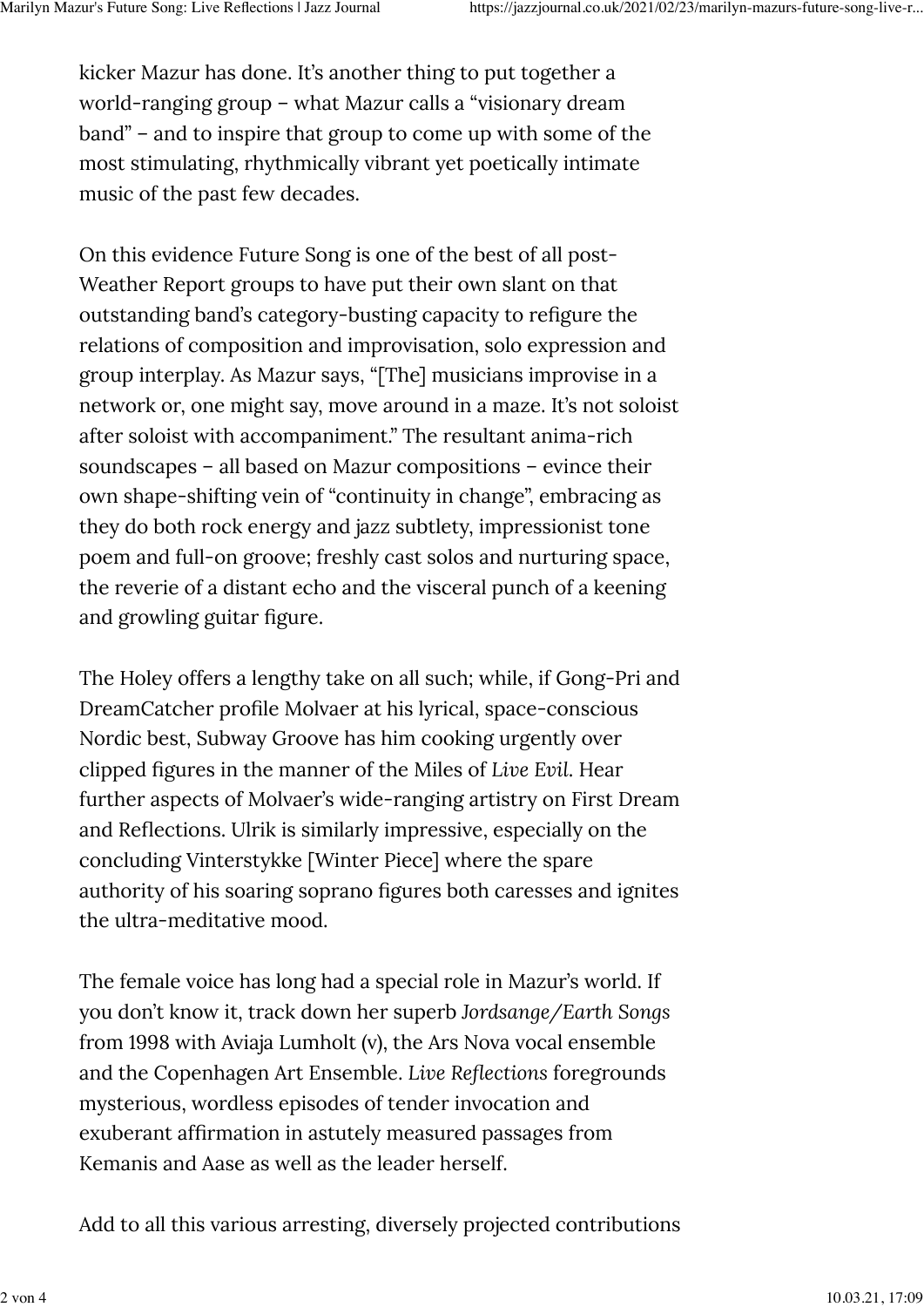kicker Mazur has done. It’s another thing to put together a world-ranging group – what Mazur calls a “visionary dream band” – and to inspire that group to come up with some of the most stimulating, rhythmically vibrant yet poetically intimate music of the past few decades.

On this evidence Future Song is one of the best of all post-Weather Report groups to have put their own slant on that outstanding band’s category-busting capacity to refigure the relations of composition and improvisation, solo expression and group interplay. As Mazur says, “[The] musicians improvise in a network or, one might say, move around in a maze. It’s not soloist after soloist with accompaniment.” The resultant anima-rich soundscapes – all based on Mazur compositions – evince their own shape-shifting vein of “continuity in change”, embracing as they do both rock energy and jazz subtlety, impressionist tone poem and full-on groove; freshly cast solos and nurturing space, the reverie of a distant echo and the visceral punch of a keening and growling guitar figure.

The Holey offers a lengthy take on all such; while, if Gong-Pri and DreamCatcher profile Molvaer at his lyrical, space-conscious Nordic best, Subway Groove has him cooking urgently over clipped figures in the manner of the Miles of *Live Evil*. Hear further aspects of Molvaer’s wide-ranging artistry on First Dream and Reflections. Ulrik is similarly impressive, especially on the concluding Vinterstykke [Winter Piece] where the spare authority of his soaring soprano figures both caresses and ignites the ultra-meditative mood.

The female voice has long had a special role in Mazur’s world. If you don’t know it, track down her superb *Jordsange/Earth Songs* from 1998 with Aviaja Lumholt (v), the Ars Nova vocal ensemble and the Copenhagen Art Ensemble. *Live Reflections* foregrounds mysterious, wordless episodes of tender invocation and exuberant affirmation in astutely measured passages from Kemanis and Aase as well as the leader herself.

Add to all this various arresting, diversely projected contributions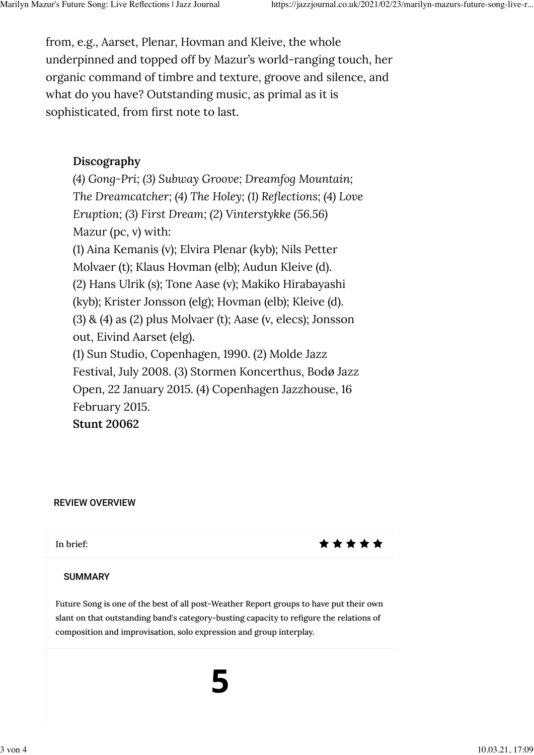from, e.g., Aarset, Plenar, Hovman and Kleive, the whole underpinned and topped off by Mazur's world-ranging touch, her organic command of timbre and texture, groove and silence, and what do you have? Outstanding music, as primal as it is sophisticated, from first note to last.

**Discography**
*(4) Gong-Pri; (3) Subway Groove; Dreamfog Mountain; The Dreamcatcher; (4) The Holey; (1) Reflections; (4) Love Eruption; (3) First Dream; (2) Vinterstykke (56.56)*
Mazur (pc, v) with:
(1) Aina Kemanis (v); Elvira Plenar (kyb); Nils Petter Molvaer (t); Klaus Hovman (elb); Audun Kleive (d).
(2) Hans Ulrik (s); Tone Aase (v); Makiko Hirabayashi (kyb); Krister Jonsson (elg); Hovman (elb); Kleive (d).
(3) & (4) as (2) plus Molvaer (t); Aase (v, elecs); Jonsson out, Eivind Aarset (elg).
(1) Sun Studio, Copenhagen, 1990. (2) Molde Jazz Festival, July 2008. (3) Stormen Koncerthus, Bodø Jazz Open, 22 January 2015. (4) Copenhagen Jazzhouse, 16 February 2015.
**Stunt 20062**

REVIEW OVERVIEW

In brief: ★★★★★

SUMMARY

Future Song is one of the best of all post-Weather Report groups to have put their own slant on that outstanding band's category-busting capacity to refigure the relations of composition and improvisation, solo expression and group interplay.

**5**